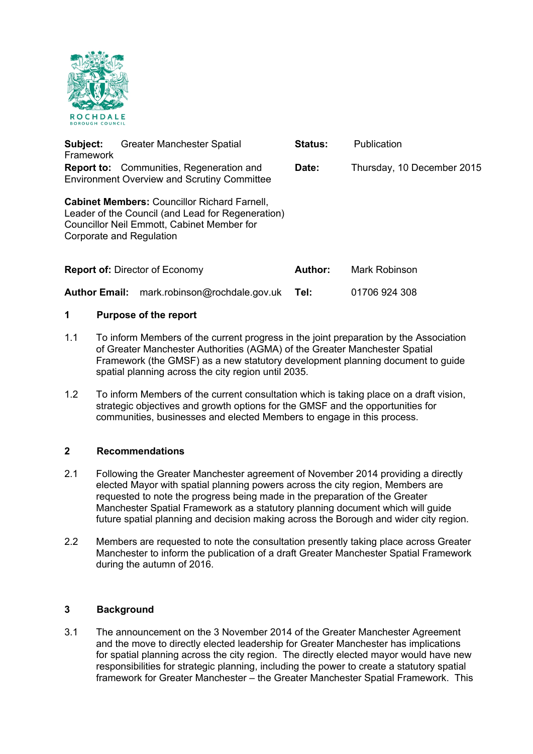ROCHDALE
BOROUGH COUNCIL

| | | | |
|---|---|---|---|
| **Subject:** Greater Manchester Spatial Framework | | **Status:** | Publication |
| **Report to:** Communities, Regeneration and Environment Overview and Scrutiny Committee | | **Date:** | Thursday, 10 December 2015 |

**Cabinet Members:** Councillor Richard Farnell, Leader of the Council (and Lead for Regeneration) Councillor Neil Emmott, Cabinet Member for Corporate and Regulation

| | | | |
|---|---|---|---|
| **Report of:** Director of Economy | | **Author:** | Mark Robinson |
| **Author Email:** | mark.robinson@rochdale.gov.uk | **Tel:** | 01706 924 308 |

## 1 Purpose of the report

1.1 To inform Members of the current progress in the joint preparation by the Association of Greater Manchester Authorities (AGMA) of the Greater Manchester Spatial Framework (the GMSF) as a new statutory development planning document to guide spatial planning across the city region until 2035.

1.2 To inform Members of the current consultation which is taking place on a draft vision, strategic objectives and growth options for the GMSF and the opportunities for communities, businesses and elected Members to engage in this process.

## 2 Recommendations

2.1 Following the Greater Manchester agreement of November 2014 providing a directly elected Mayor with spatial planning powers across the city region, Members are requested to note the progress being made in the preparation of the Greater Manchester Spatial Framework as a statutory planning document which will guide future spatial planning and decision making across the Borough and wider city region.

2.2 Members are requested to note the consultation presently taking place across Greater Manchester to inform the publication of a draft Greater Manchester Spatial Framework during the autumn of 2016.

## 3 Background

3.1 The announcement on the 3 November 2014 of the Greater Manchester Agreement and the move to directly elected leadership for Greater Manchester has implications for spatial planning across the city region. The directly elected mayor would have new responsibilities for strategic planning, including the power to create a statutory spatial framework for Greater Manchester – the Greater Manchester Spatial Framework. This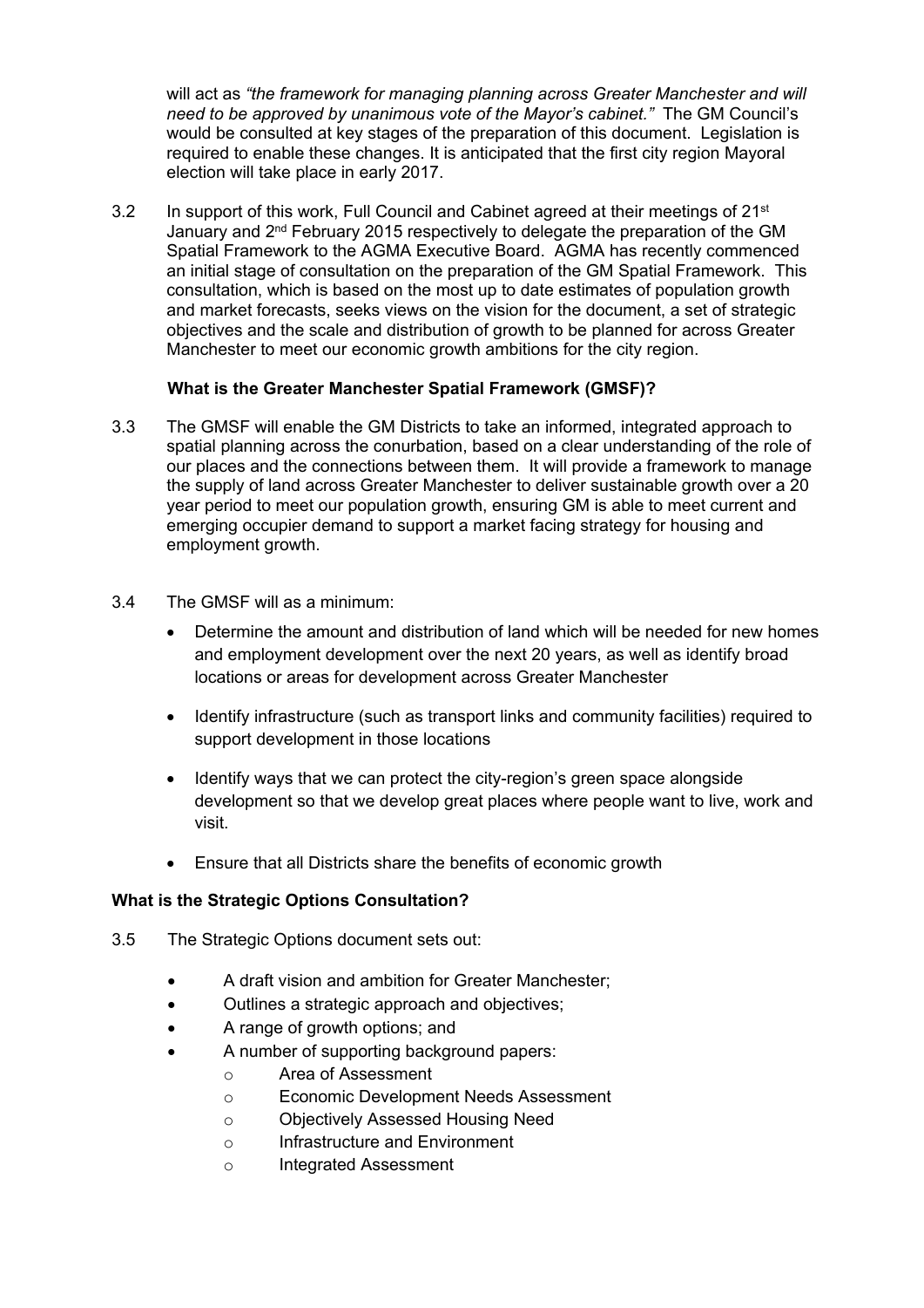will act as *"the framework for managing planning across Greater Manchester and will need to be approved by unanimous vote of the Mayor's cabinet."* The GM Council's would be consulted at key stages of the preparation of this document. Legislation is required to enable these changes. It is anticipated that the first city region Mayoral election will take place in early 2017.

3.2 In support of this work, Full Council and Cabinet agreed at their meetings of 21st January and 2nd February 2015 respectively to delegate the preparation of the GM Spatial Framework to the AGMA Executive Board. AGMA has recently commenced an initial stage of consultation on the preparation of the GM Spatial Framework. This consultation, which is based on the most up to date estimates of population growth and market forecasts, seeks views on the vision for the document, a set of strategic objectives and the scale and distribution of growth to be planned for across Greater Manchester to meet our economic growth ambitions for the city region.

**What is the Greater Manchester Spatial Framework (GMSF)?**

3.3 The GMSF will enable the GM Districts to take an informed, integrated approach to spatial planning across the conurbation, based on a clear understanding of the role of our places and the connections between them. It will provide a framework to manage the supply of land across Greater Manchester to deliver sustainable growth over a 20 year period to meet our population growth, ensuring GM is able to meet current and emerging occupier demand to support a market facing strategy for housing and employment growth.

3.4 The GMSF will as a minimum:

- Determine the amount and distribution of land which will be needed for new homes and employment development over the next 20 years, as well as identify broad locations or areas for development across Greater Manchester
- Identify infrastructure (such as transport links and community facilities) required to support development in those locations
- Identify ways that we can protect the city-region's green space alongside development so that we develop great places where people want to live, work and visit.
- Ensure that all Districts share the benefits of economic growth

**What is the Strategic Options Consultation?**

3.5 The Strategic Options document sets out:

- A draft vision and ambition for Greater Manchester;
- Outlines a strategic approach and objectives;
- A range of growth options; and
- A number of supporting background papers:
  - Area of Assessment
  - Economic Development Needs Assessment
  - Objectively Assessed Housing Need
  - Infrastructure and Environment
  - Integrated Assessment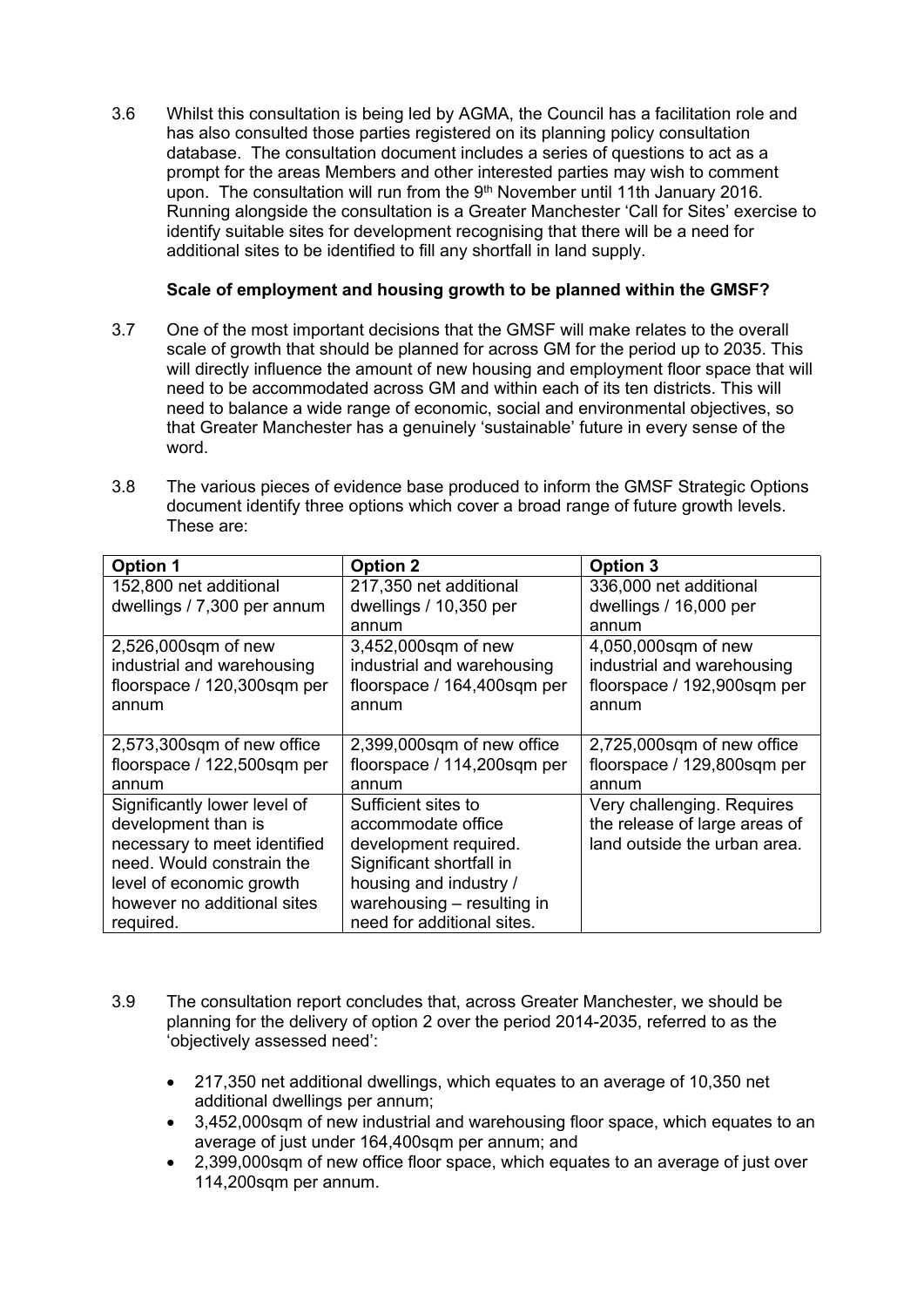3.6 Whilst this consultation is being led by AGMA, the Council has a facilitation role and has also consulted those parties registered on its planning policy consultation database. The consultation document includes a series of questions to act as a prompt for the areas Members and other interested parties may wish to comment upon. The consultation will run from the 9th November until 11th January 2016. Running alongside the consultation is a Greater Manchester 'Call for Sites' exercise to identify suitable sites for development recognising that there will be a need for additional sites to be identified to fill any shortfall in land supply.

**Scale of employment and housing growth to be planned within the GMSF?**

3.7 One of the most important decisions that the GMSF will make relates to the overall scale of growth that should be planned for across GM for the period up to 2035. This will directly influence the amount of new housing and employment floor space that will need to be accommodated across GM and within each of its ten districts. This will need to balance a wide range of economic, social and environmental objectives, so that Greater Manchester has a genuinely 'sustainable' future in every sense of the word.

3.8 The various pieces of evidence base produced to inform the GMSF Strategic Options document identify three options which cover a broad range of future growth levels. These are:

| **Option 1** | **Option 2** | **Option 3** |
|---|---|---|
| 152,800 net additional dwellings / 7,300 per annum | 217,350 net additional dwellings / 10,350 per annum | 336,000 net additional dwellings / 16,000 per annum |
| 2,526,000sqm of new industrial and warehousing floorspace / 120,300sqm per annum<br><br>2,573,300sqm of new office floorspace / 122,500sqm per annum | 3,452,000sqm of new industrial and warehousing floorspace / 164,400sqm per annum<br><br>2,399,000sqm of new office floorspace / 114,200sqm per annum | 4,050,000sqm of new industrial and warehousing floorspace / 192,900sqm per annum<br><br>2,725,000sqm of new office floorspace / 129,800sqm per annum |
| Significantly lower level of development than is necessary to meet identified need. Would constrain the level of economic growth however no additional sites required. | Sufficient sites to accommodate office development required. Significant shortfall in housing and industry / warehousing – resulting in need for additional sites. | Very challenging. Requires the release of large areas of land outside the urban area. |

3.9 The consultation report concludes that, across Greater Manchester, we should be planning for the delivery of option 2 over the period 2014-2035, referred to as the 'objectively assessed need':

- 217,350 net additional dwellings, which equates to an average of 10,350 net additional dwellings per annum;
- 3,452,000sqm of new industrial and warehousing floor space, which equates to an average of just under 164,400sqm per annum; and
- 2,399,000sqm of new office floor space, which equates to an average of just over 114,200sqm per annum.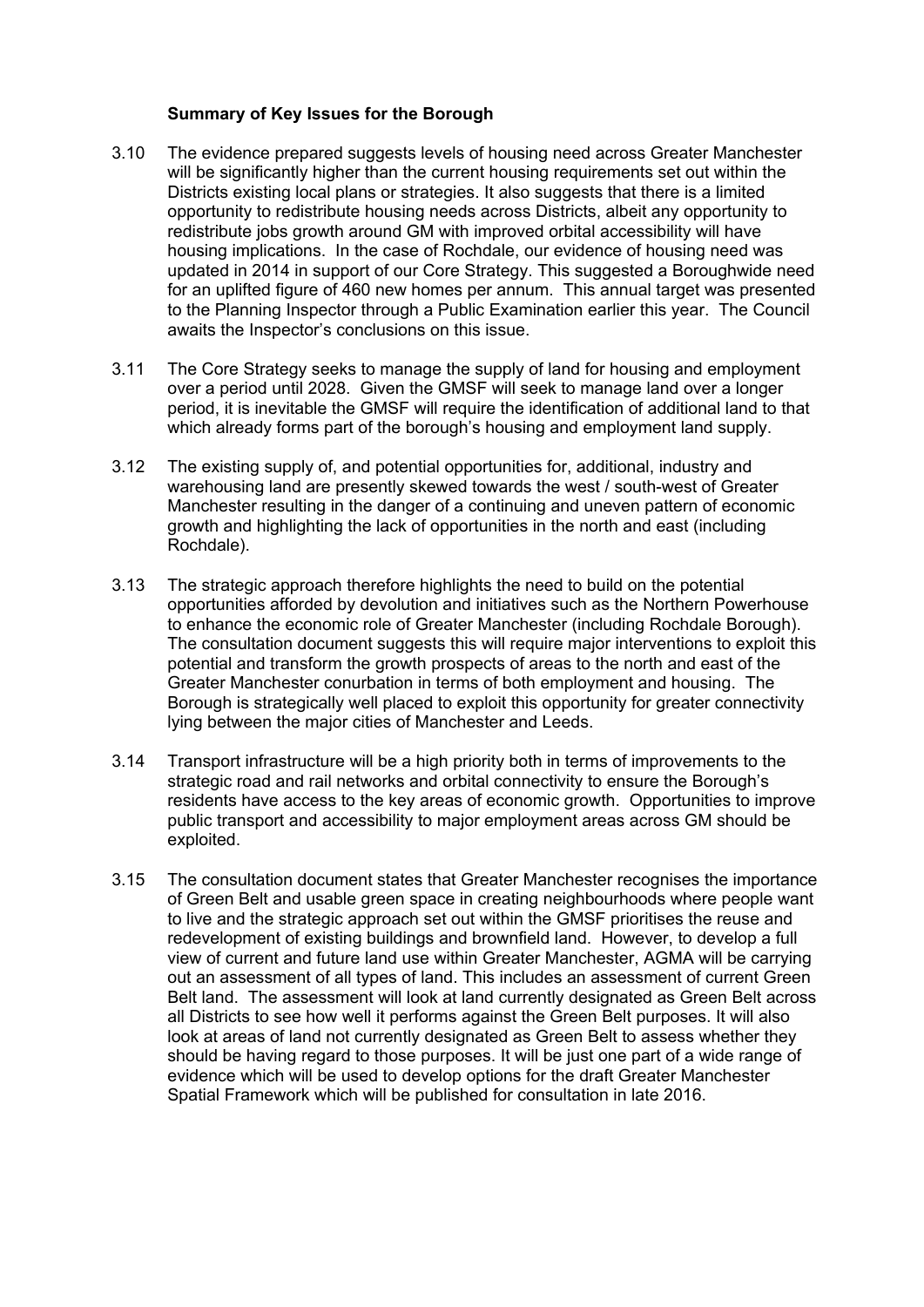**Summary of Key Issues for the Borough**

3.10 The evidence prepared suggests levels of housing need across Greater Manchester will be significantly higher than the current housing requirements set out within the Districts existing local plans or strategies. It also suggests that there is a limited opportunity to redistribute housing needs across Districts, albeit any opportunity to redistribute jobs growth around GM with improved orbital accessibility will have housing implications. In the case of Rochdale, our evidence of housing need was updated in 2014 in support of our Core Strategy. This suggested a Boroughwide need for an uplifted figure of 460 new homes per annum. This annual target was presented to the Planning Inspector through a Public Examination earlier this year. The Council awaits the Inspector's conclusions on this issue.

3.11 The Core Strategy seeks to manage the supply of land for housing and employment over a period until 2028. Given the GMSF will seek to manage land over a longer period, it is inevitable the GMSF will require the identification of additional land to that which already forms part of the borough's housing and employment land supply.

3.12 The existing supply of, and potential opportunities for, additional, industry and warehousing land are presently skewed towards the west / south-west of Greater Manchester resulting in the danger of a continuing and uneven pattern of economic growth and highlighting the lack of opportunities in the north and east (including Rochdale).

3.13 The strategic approach therefore highlights the need to build on the potential opportunities afforded by devolution and initiatives such as the Northern Powerhouse to enhance the economic role of Greater Manchester (including Rochdale Borough). The consultation document suggests this will require major interventions to exploit this potential and transform the growth prospects of areas to the north and east of the Greater Manchester conurbation in terms of both employment and housing. The Borough is strategically well placed to exploit this opportunity for greater connectivity lying between the major cities of Manchester and Leeds.

3.14 Transport infrastructure will be a high priority both in terms of improvements to the strategic road and rail networks and orbital connectivity to ensure the Borough's residents have access to the key areas of economic growth. Opportunities to improve public transport and accessibility to major employment areas across GM should be exploited.

3.15 The consultation document states that Greater Manchester recognises the importance of Green Belt and usable green space in creating neighbourhoods where people want to live and the strategic approach set out within the GMSF prioritises the reuse and redevelopment of existing buildings and brownfield land. However, to develop a full view of current and future land use within Greater Manchester, AGMA will be carrying out an assessment of all types of land. This includes an assessment of current Green Belt land. The assessment will look at land currently designated as Green Belt across all Districts to see how well it performs against the Green Belt purposes. It will also look at areas of land not currently designated as Green Belt to assess whether they should be having regard to those purposes. It will be just one part of a wide range of evidence which will be used to develop options for the draft Greater Manchester Spatial Framework which will be published for consultation in late 2016.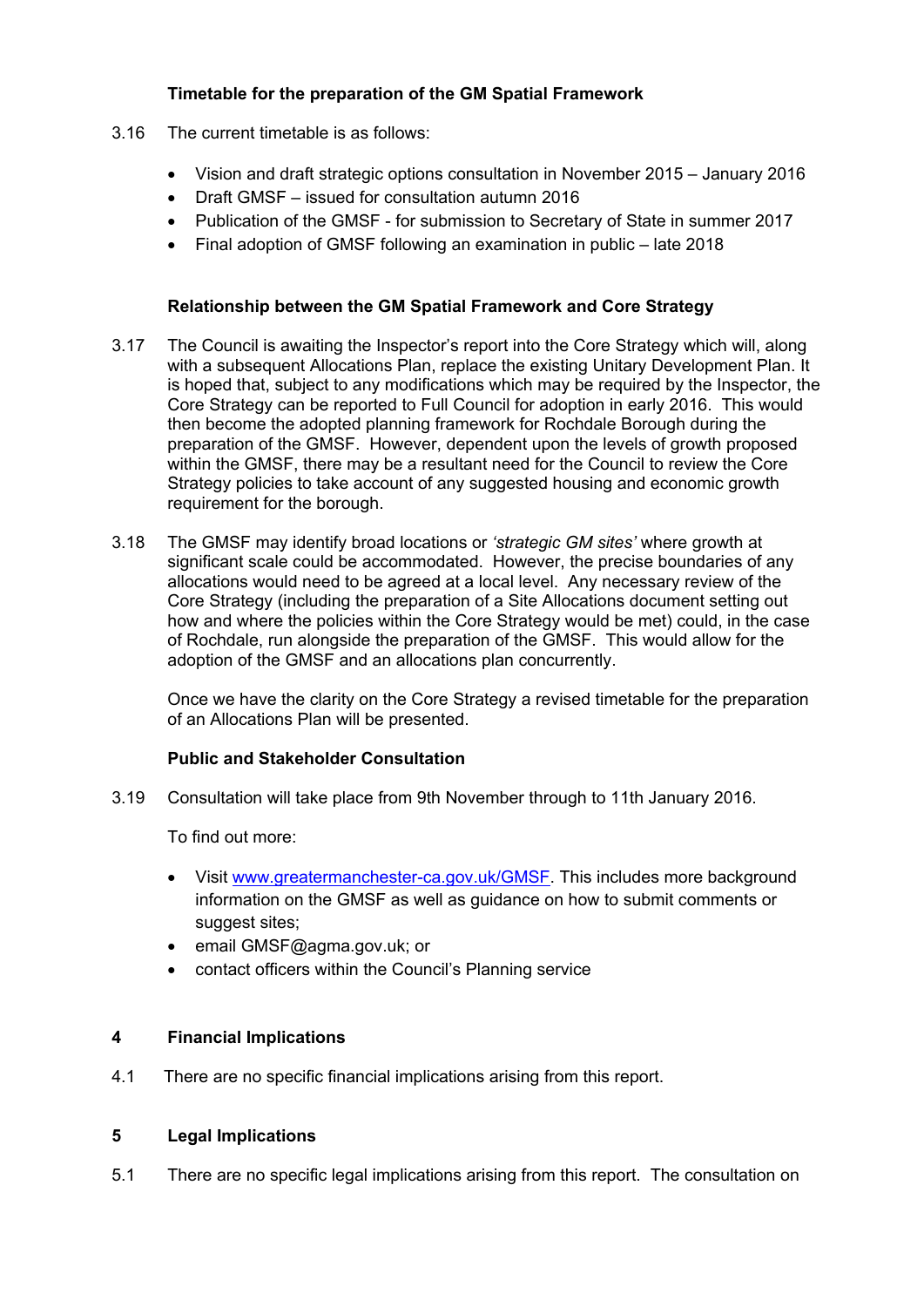### Timetable for the preparation of the GM Spatial Framework

3.16 The current timetable is as follows:

- Vision and draft strategic options consultation in November 2015 – January 2016
- Draft GMSF – issued for consultation autumn 2016
- Publication of the GMSF - for submission to Secretary of State in summer 2017
- Final adoption of GMSF following an examination in public – late 2018

### Relationship between the GM Spatial Framework and Core Strategy

3.17 The Council is awaiting the Inspector's report into the Core Strategy which will, along with a subsequent Allocations Plan, replace the existing Unitary Development Plan. It is hoped that, subject to any modifications which may be required by the Inspector, the Core Strategy can be reported to Full Council for adoption in early 2016. This would then become the adopted planning framework for Rochdale Borough during the preparation of the GMSF. However, dependent upon the levels of growth proposed within the GMSF, there may be a resultant need for the Council to review the Core Strategy policies to take account of any suggested housing and economic growth requirement for the borough.

3.18 The GMSF may identify broad locations or *'strategic GM sites'* where growth at significant scale could be accommodated. However, the precise boundaries of any allocations would need to be agreed at a local level. Any necessary review of the Core Strategy (including the preparation of a Site Allocations document setting out how and where the policies within the Core Strategy would be met) could, in the case of Rochdale, run alongside the preparation of the GMSF. This would allow for the adoption of the GMSF and an allocations plan concurrently.

Once we have the clarity on the Core Strategy a revised timetable for the preparation of an Allocations Plan will be presented.

### Public and Stakeholder Consultation

3.19 Consultation will take place from 9th November through to 11th January 2016.

To find out more:

- Visit [www.greatermanchester-ca.gov.uk/GMSF](http://www.greatermanchester-ca.gov.uk/GMSF). This includes more background information on the GMSF as well as guidance on how to submit comments or suggest sites;
- email GMSF@agma.gov.uk; or
- contact officers within the Council's Planning service

## 4 Financial Implications

4.1 There are no specific financial implications arising from this report.

## 5 Legal Implications

5.1 There are no specific legal implications arising from this report. The consultation on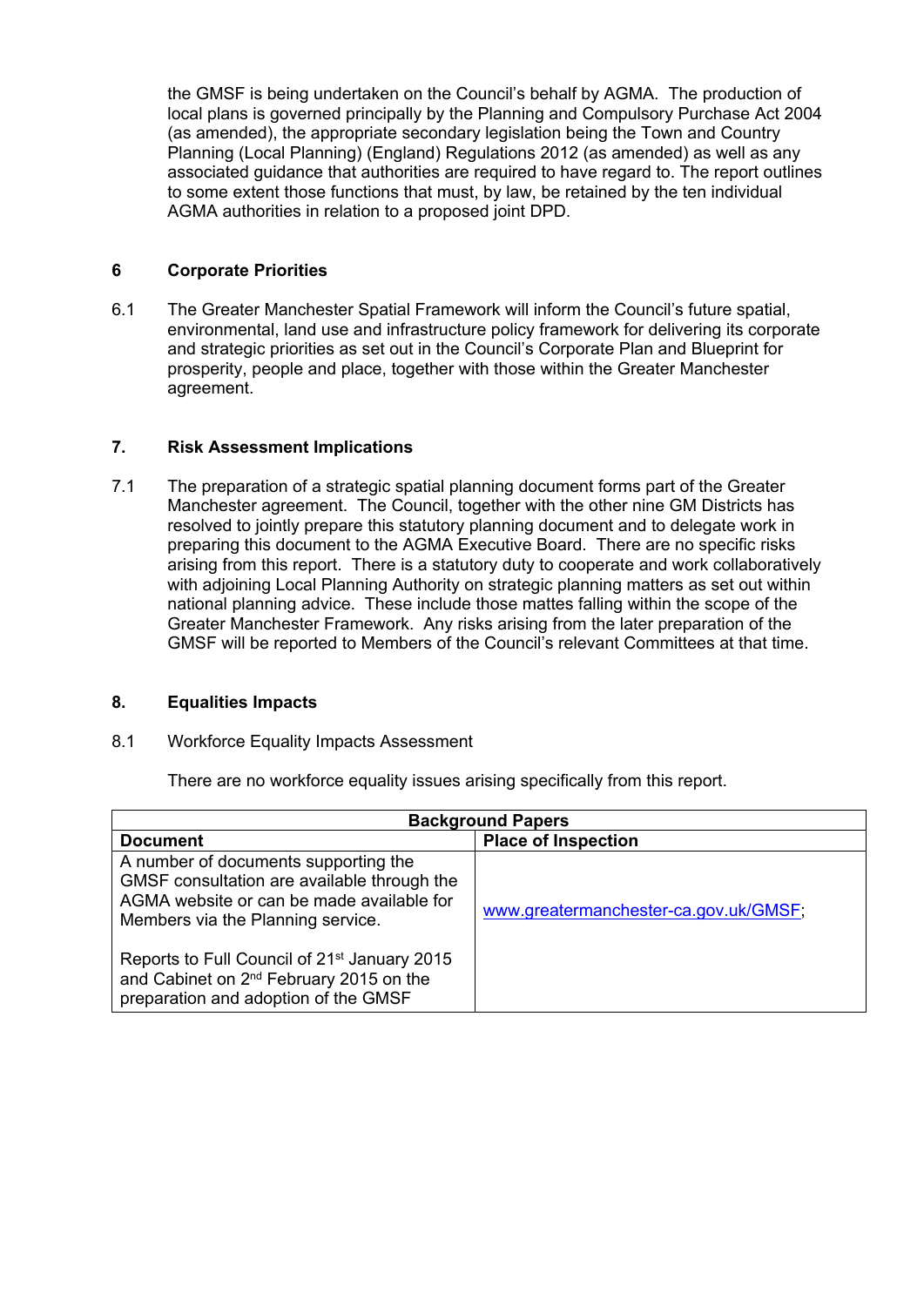the GMSF is being undertaken on the Council's behalf by AGMA. The production of local plans is governed principally by the Planning and Compulsory Purchase Act 2004 (as amended), the appropriate secondary legislation being the Town and Country Planning (Local Planning) (England) Regulations 2012 (as amended) as well as any associated guidance that authorities are required to have regard to. The report outlines to some extent those functions that must, by law, be retained by the ten individual AGMA authorities in relation to a proposed joint DPD.

## 6 Corporate Priorities

6.1 The Greater Manchester Spatial Framework will inform the Council's future spatial, environmental, land use and infrastructure policy framework for delivering its corporate and strategic priorities as set out in the Council's Corporate Plan and Blueprint for prosperity, people and place, together with those within the Greater Manchester agreement.

## 7. Risk Assessment Implications

7.1 The preparation of a strategic spatial planning document forms part of the Greater Manchester agreement. The Council, together with the other nine GM Districts has resolved to jointly prepare this statutory planning document and to delegate work in preparing this document to the AGMA Executive Board. There are no specific risks arising from this report. There is a statutory duty to cooperate and work collaboratively with adjoining Local Planning Authority on strategic planning matters as set out within national planning advice. These include those mattes falling within the scope of the Greater Manchester Framework. Any risks arising from the later preparation of the GMSF will be reported to Members of the Council's relevant Committees at that time.

## 8. Equalities Impacts

8.1 Workforce Equality Impacts Assessment

There are no workforce equality issues arising specifically from this report.

| Background Papers | |
|---|---|
| **Document** | **Place of Inspection** |
| A number of documents supporting the GMSF consultation are available through the AGMA website or can be made available for Members via the Planning service.<br><br>Reports to Full Council of 21st January 2015 and Cabinet on 2nd February 2015 on the preparation and adoption of the GMSF | www.greatermanchester-ca.gov.uk/GMSF; |